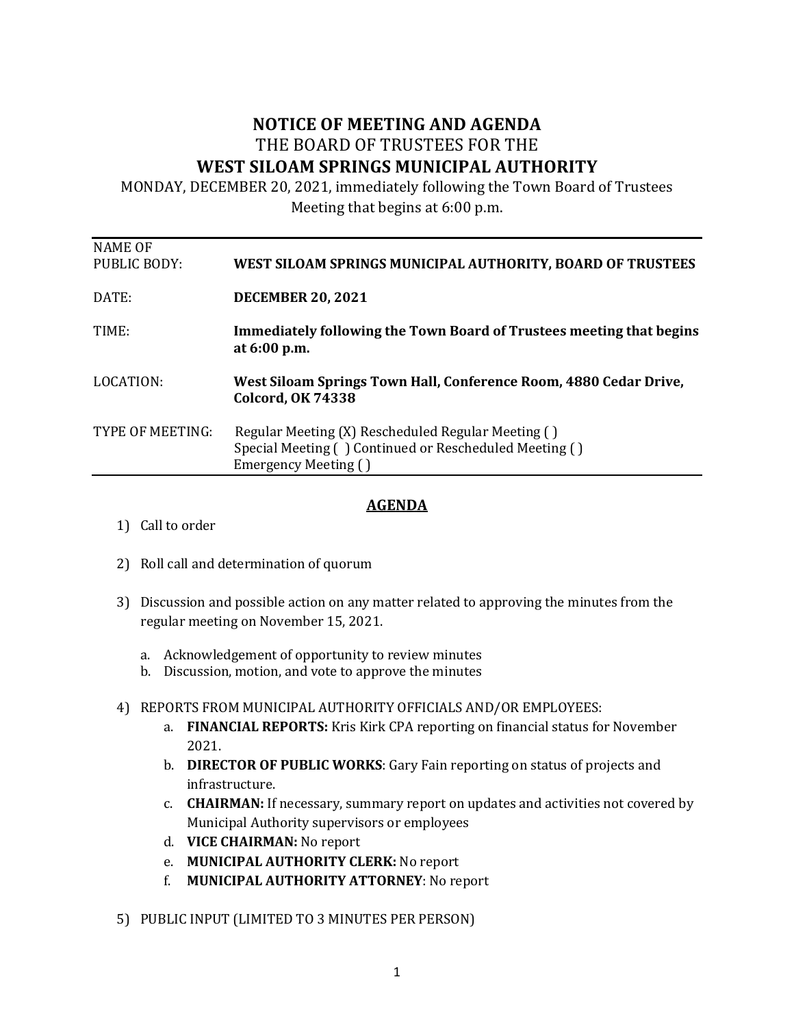# NOTICE OF MEETING AND AGENDA

THE BOARD OF TRUSTEES FOR THE

# WEST SILOAM SPRINGS MUNICIPAL AUTHORITY

MONDAY, DECEMBER 20, 2021, immediately following the Town Board of Trustees Meeting that begins at 6:00 p.m.

| | |
|---|---|
| NAME OF PUBLIC BODY: | **WEST SILOAM SPRINGS MUNICIPAL AUTHORITY, BOARD OF TRUSTEES** |
| DATE: | **DECEMBER 20, 2021** |
| TIME: | **Immediately following the Town Board of Trustees meeting that begins at 6:00 p.m.** |
| LOCATION: | **West Siloam Springs Town Hall, Conference Room, 4880 Cedar Drive, Colcord, OK 74338** |
| TYPE OF MEETING: | Regular Meeting (X) Rescheduled Regular Meeting ( )<br>Special Meeting ( ) Continued or Rescheduled Meeting ( )<br>Emergency Meeting ( ) |

## AGENDA

1) Call to order

2) Roll call and determination of quorum

3) Discussion and possible action on any matter related to approving the minutes from the regular meeting on November 15, 2021.

   a. Acknowledgement of opportunity to review minutes
   b. Discussion, motion, and vote to approve the minutes

4) REPORTS FROM MUNICIPAL AUTHORITY OFFICIALS AND/OR EMPLOYEES:
   a. **FINANCIAL REPORTS:** Kris Kirk CPA reporting on financial status for November 2021.
   b. **DIRECTOR OF PUBLIC WORKS**: Gary Fain reporting on status of projects and infrastructure.
   c. **CHAIRMAN:** If necessary, summary report on updates and activities not covered by Municipal Authority supervisors or employees
   d. **VICE CHAIRMAN:** No report
   e. **MUNICIPAL AUTHORITY CLERK:** No report
   f. **MUNICIPAL AUTHORITY ATTORNEY**: No report

5) PUBLIC INPUT (LIMITED TO 3 MINUTES PER PERSON)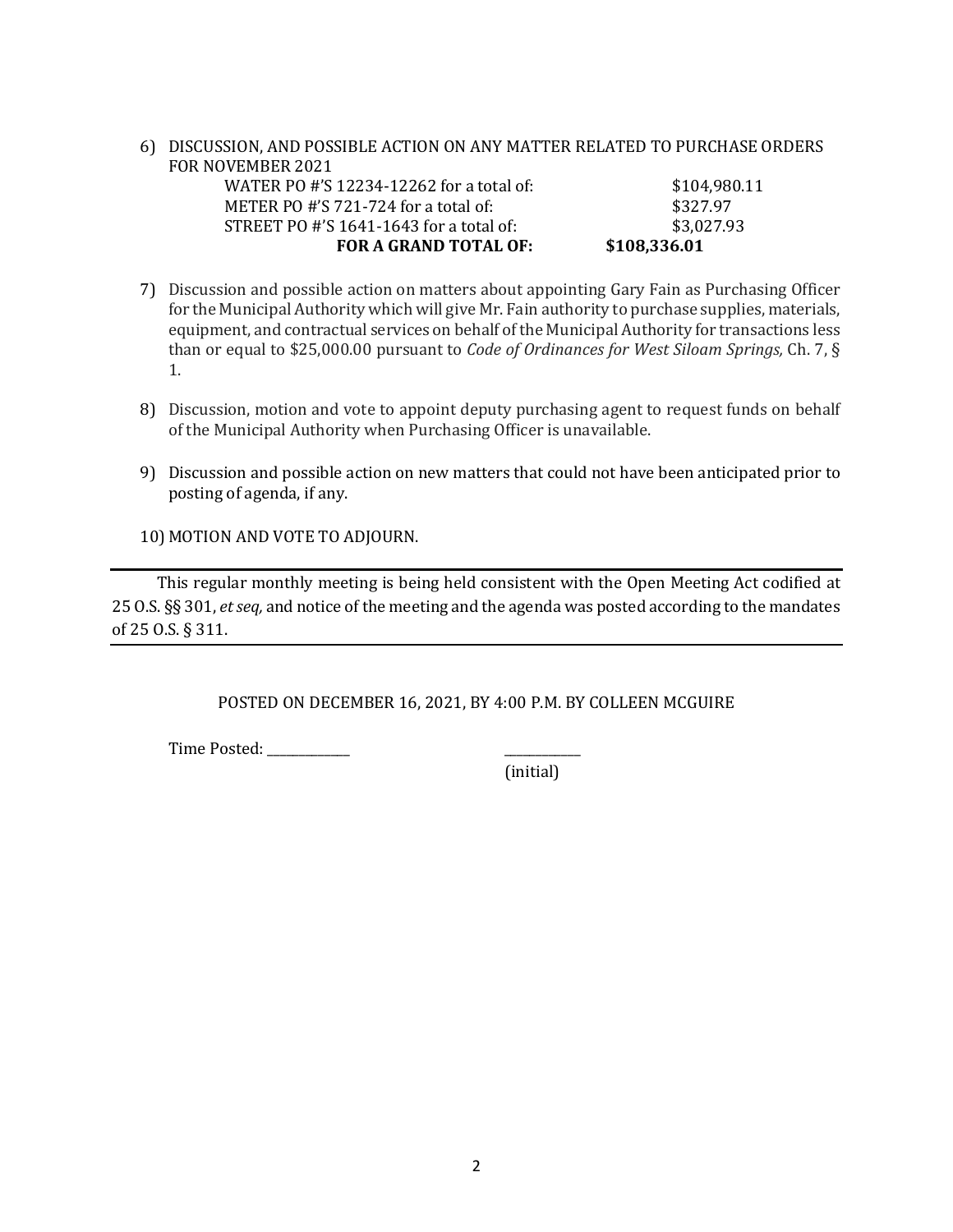6) DISCUSSION, AND POSSIBLE ACTION ON ANY MATTER RELATED TO PURCHASE ORDERS FOR NOVEMBER 2021

| | |
|---|---|
| WATER PO #'S 12234-12262 for a total of: | $104,980.11 |
| METER PO #'S 721-724 for a total of: | $327.97 |
| STREET PO #'S 1641-1643 for a total of: | $3,027.93 |
| **FOR A GRAND TOTAL OF:** | **$108,336.01** |

7) Discussion and possible action on matters about appointing Gary Fain as Purchasing Officer for the Municipal Authority which will give Mr. Fain authority to purchase supplies, materials, equipment, and contractual services on behalf of the Municipal Authority for transactions less than or equal to $25,000.00 pursuant to *Code of Ordinances for West Siloam Springs,* Ch. 7, § 1.

8) Discussion, motion and vote to appoint deputy purchasing agent to request funds on behalf of the Municipal Authority when Purchasing Officer is unavailable.

9) Discussion and possible action on new matters that could not have been anticipated prior to posting of agenda, if any.

10) MOTION AND VOTE TO ADJOURN.

---

This regular monthly meeting is being held consistent with the Open Meeting Act codified at 25 O.S. §§ 301, *et seq,* and notice of the meeting and the agenda was posted according to the mandates of 25 O.S. § 311.

---

POSTED ON DECEMBER 16, 2021, BY 4:00 P.M. BY COLLEEN MCGUIRE

Time Posted: ____________ ____________
(initial)